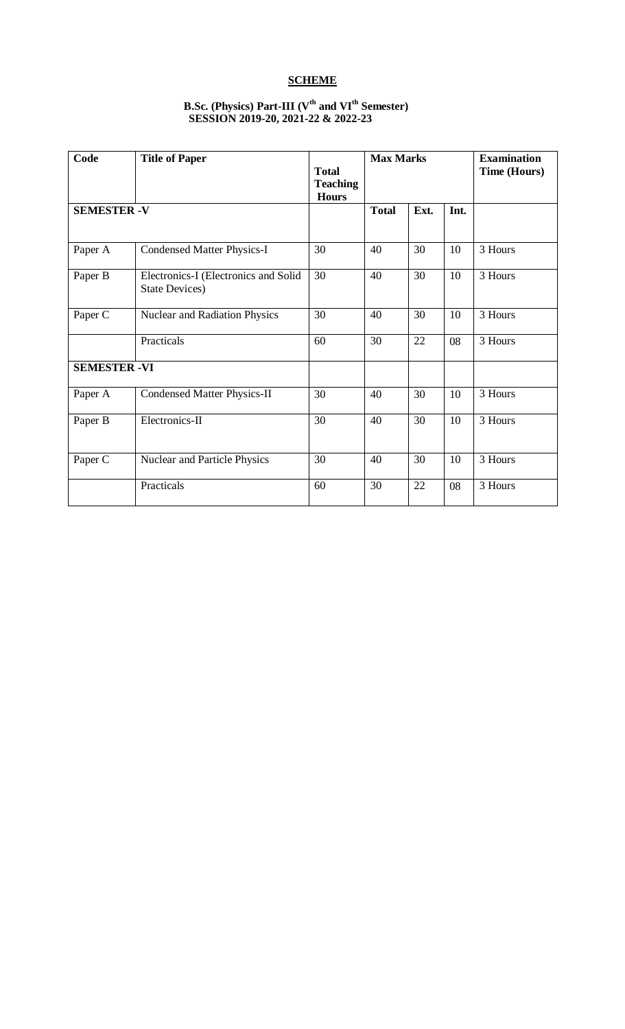# SCHEME

## B.Sc. (Physics) Part-III ($V^{th}$ and $VI^{th}$ Semester)
## SESSION 2019-20, 2021-22 & 2022-23

| Code | Title of Paper | Total Teaching Hours | Max Marks | | | Examination Time (Hours) |
|---|---|---|---|---|---|---|
| **SEMESTER -V** | | | **Total** | **Ext.** | **Int.** | |
| Paper A | Condensed Matter Physics-I | 30 | 40 | 30 | 10 | 3 Hours |
| Paper B | Electronics-I (Electronics and Solid State Devices) | 30 | 40 | 30 | 10 | 3 Hours |
| Paper C | Nuclear and Radiation Physics | 30 | 40 | 30 | 10 | 3 Hours |
| | Practicals | 60 | 30 | 22 | 08 | 3 Hours |
| **SEMESTER -VI** | | | | | | |
| Paper A | Condensed Matter Physics-II | 30 | 40 | 30 | 10 | 3 Hours |
| Paper B | Electronics-II | 30 | 40 | 30 | 10 | 3 Hours |
| Paper C | Nuclear and Particle Physics | 30 | 40 | 30 | 10 | 3 Hours |
| | Practicals | 60 | 30 | 22 | 08 | 3 Hours |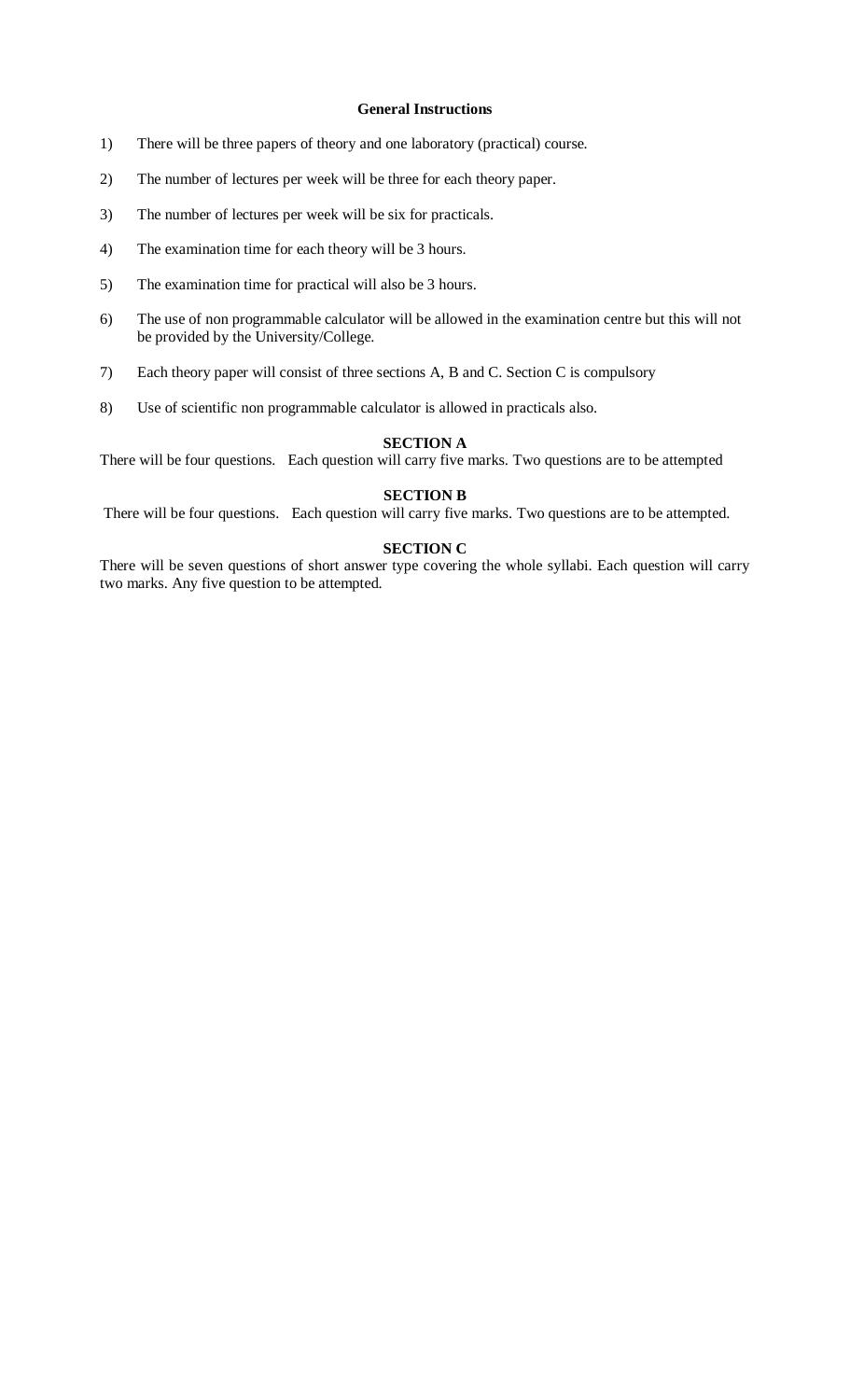## General Instructions

1) There will be three papers of theory and one laboratory (practical) course.

2) The number of lectures per week will be three for each theory paper.

3) The number of lectures per week will be six for practicals.

4) The examination time for each theory will be 3 hours.

5) The examination time for practical will also be 3 hours.

6) The use of non programmable calculator will be allowed in the examination centre but this will not be provided by the University/College.

7) Each theory paper will consist of three sections A, B and C. Section C is compulsory

8) Use of scientific non programmable calculator is allowed in practicals also.

### SECTION A

There will be four questions. Each question will carry five marks. Two questions are to be attempted

### SECTION B

There will be four questions. Each question will carry five marks. Two questions are to be attempted.

### SECTION C

There will be seven questions of short answer type covering the whole syllabi. Each question will carry two marks. Any five question to be attempted.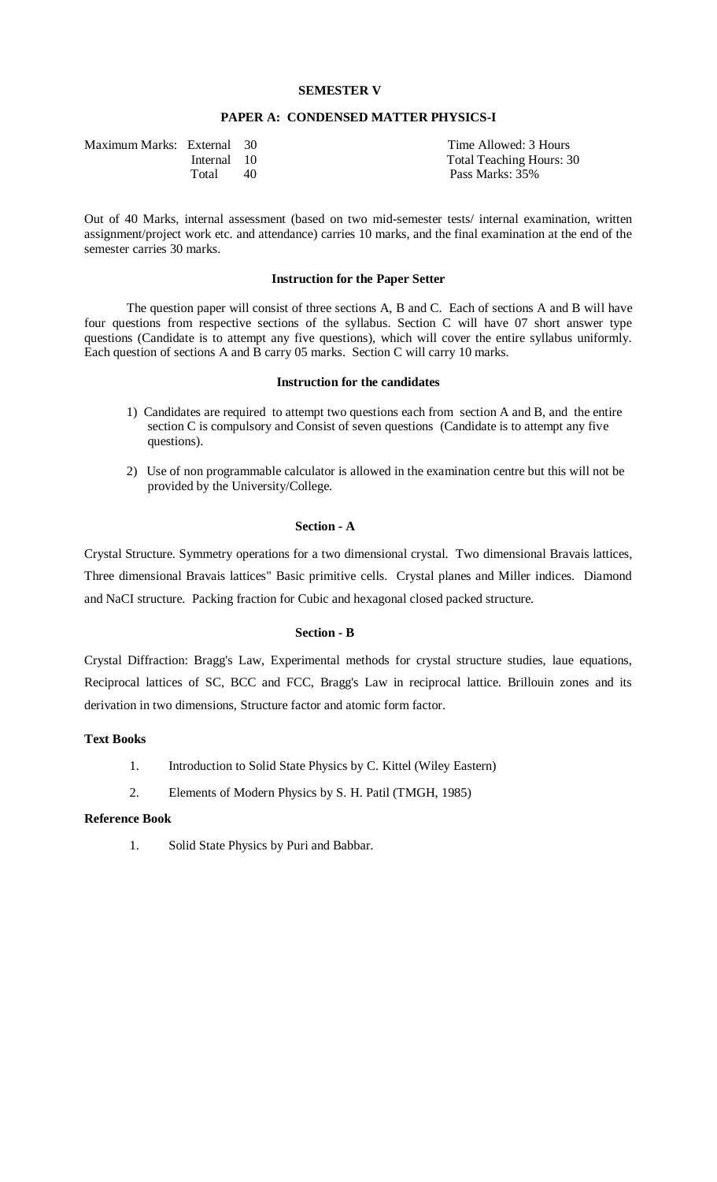## SEMESTER V

### PAPER A: CONDENSED MATTER PHYSICS-I

| Maximum Marks: | External | 30 | Time Allowed: 3 Hours |
|---|---|---|---|
| | Internal | 10 | Total Teaching Hours: 30 |
| | Total | 40 | Pass Marks: 35% |

Out of 40 Marks, internal assessment (based on two mid-semester tests/ internal examination, written assignment/project work etc. and attendance) carries 10 marks, and the final examination at the end of the semester carries 30 marks.

#### Instruction for the Paper Setter

The question paper will consist of three sections A, B and C. Each of sections A and B will have four questions from respective sections of the syllabus. Section C will have 07 short answer type questions (Candidate is to attempt any five questions), which will cover the entire syllabus uniformly. Each question of sections A and B carry 05 marks. Section C will carry 10 marks.

#### Instruction for the candidates

1) Candidates are required to attempt two questions each from section A and B, and the entire section C is compulsory and Consist of seven questions (Candidate is to attempt any five questions).
2) Use of non programmable calculator is allowed in the examination centre but this will not be provided by the University/College.

#### Section - A

Crystal Structure. Symmetry operations for a two dimensional crystal. Two dimensional Bravais lattices, Three dimensional Bravais lattices" Basic primitive cells. Crystal planes and Miller indices. Diamond and NaCI structure. Packing fraction for Cubic and hexagonal closed packed structure.

#### Section - B

Crystal Diffraction: Bragg's Law, Experimental methods for crystal structure studies, laue equations, Reciprocal lattices of SC, BCC and FCC, Bragg's Law in reciprocal lattice. Brillouin zones and its derivation in two dimensions, Structure factor and atomic form factor.

**Text Books**

1. Introduction to Solid State Physics by C. Kittel (Wiley Eastern)
2. Elements of Modern Physics by S. H. Patil (TMGH, 1985)

**Reference Book**

1. Solid State Physics by Puri and Babbar.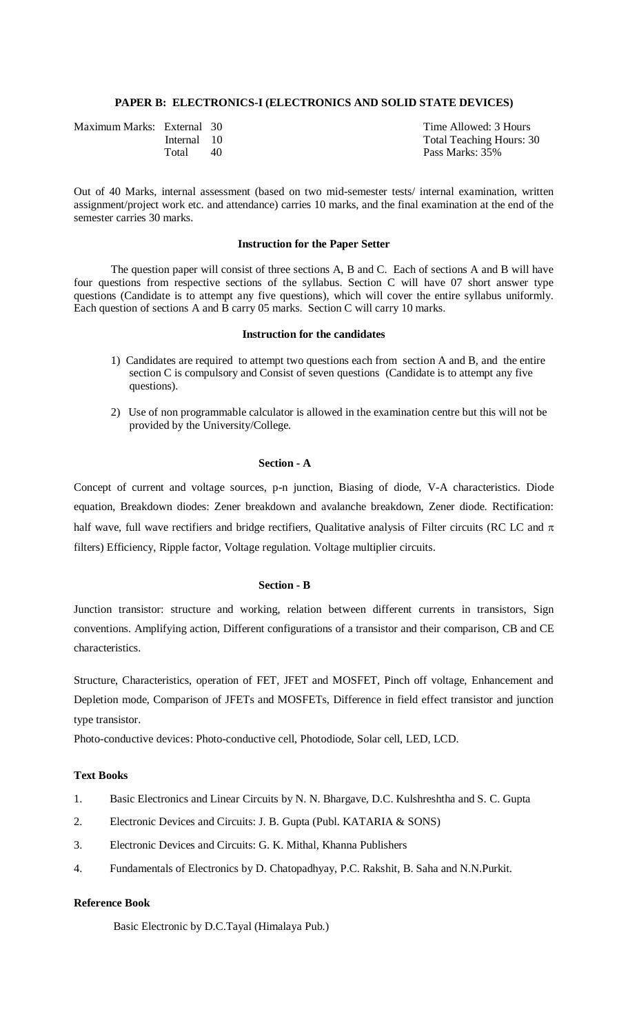### PAPER B: ELECTRONICS-I (ELECTRONICS AND SOLID STATE DEVICES)

| | | |
|---|---|---|
| Maximum Marks: External 30 | | Time Allowed: 3 Hours |
| Internal 10 | | Total Teaching Hours: 30 |
| Total 40 | | Pass Marks: 35% |

Out of 40 Marks, internal assessment (based on two mid-semester tests/ internal examination, written assignment/project work etc. and attendance) carries 10 marks, and the final examination at the end of the semester carries 30 marks.

#### Instruction for the Paper Setter

The question paper will consist of three sections A, B and C. Each of sections A and B will have four questions from respective sections of the syllabus. Section C will have 07 short answer type questions (Candidate is to attempt any five questions), which will cover the entire syllabus uniformly. Each question of sections A and B carry 05 marks. Section C will carry 10 marks.

#### Instruction for the candidates

1) Candidates are required to attempt two questions each from section A and B, and the entire section C is compulsory and Consist of seven questions (Candidate is to attempt any five questions).
2) Use of non programmable calculator is allowed in the examination centre but this will not be provided by the University/College.

#### Section - A

Concept of current and voltage sources, p-n junction, Biasing of diode, V-A characteristics. Diode equation, Breakdown diodes: Zener breakdown and avalanche breakdown, Zener diode. Rectification: half wave, full wave rectifiers and bridge rectifiers, Qualitative analysis of Filter circuits (RC LC and $\pi$ filters) Efficiency, Ripple factor, Voltage regulation. Voltage multiplier circuits.

#### Section - B

Junction transistor: structure and working, relation between different currents in transistors, Sign conventions. Amplifying action, Different configurations of a transistor and their comparison, CB and CE characteristics.

Structure, Characteristics, operation of FET, JFET and MOSFET, Pinch off voltage, Enhancement and Depletion mode, Comparison of JFETs and MOSFETs, Difference in field effect transistor and junction type transistor.

Photo-conductive devices: Photo-conductive cell, Photodiode, Solar cell, LED, LCD.

#### Text Books

1. Basic Electronics and Linear Circuits by N. N. Bhargave, D.C. Kulshreshtha and S. C. Gupta
2. Electronic Devices and Circuits: J. B. Gupta (Publ. KATARIA & SONS)
3. Electronic Devices and Circuits: G. K. Mithal, Khanna Publishers
4. Fundamentals of Electronics by D. Chatopadhyay, P.C. Rakshit, B. Saha and N.N.Purkit.

#### Reference Book

Basic Electronic by D.C.Tayal (Himalaya Pub.)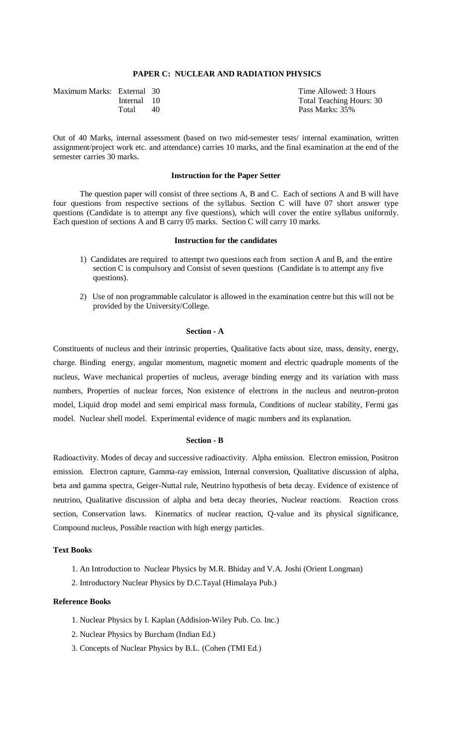## PAPER C: NUCLEAR AND RADIATION PHYSICS

| Maximum Marks: | External | 30 | Time Allowed: 3 Hours |
|---|---|---|---|
| | Internal | 10 | Total Teaching Hours: 30 |
| | Total | 40 | Pass Marks: 35% |

Out of 40 Marks, internal assessment (based on two mid-semester tests/ internal examination, written assignment/project work etc. and attendance) carries 10 marks, and the final examination at the end of the semester carries 30 marks.

### Instruction for the Paper Setter

The question paper will consist of three sections A, B and C. Each of sections A and B will have four questions from respective sections of the syllabus. Section C will have 07 short answer type questions (Candidate is to attempt any five questions), which will cover the entire syllabus uniformly. Each question of sections A and B carry 05 marks. Section C will carry 10 marks.

### Instruction for the candidates

1) Candidates are required to attempt two questions each from section A and B, and the entire section C is compulsory and Consist of seven questions (Candidate is to attempt any five questions).
2) Use of non programmable calculator is allowed in the examination centre but this will not be provided by the University/College.

### Section - A

Constituents of nucleus and their intrinsic properties, Qualitative facts about size, mass, density, energy, charge. Binding energy, angular momentum, magnetic moment and electric quadruple moments of the nucleus, Wave mechanical properties of nucleus, average binding energy and its variation with mass numbers, Properties of nuclear forces, Non existence of electrons in the nucleus and neutron-proton model, Liquid drop model and semi empirical mass formula, Conditions of nuclear stability, Fermi gas model. Nuclear shell model. Experimental evidence of magic numbers and its explanation.

### Section - B

Radioactivity. Modes of decay and successive radioactivity. Alpha emission. Electron emission, Positron emission. Electron capture, Gamma-ray emission, Internal conversion, Qualitative discussion of alpha, beta and gamma spectra, Geiger-Nuttal rule, Neutrino hypothesis of beta decay. Evidence of existence of neutrino, Qualitative discussion of alpha and beta decay theories, Nuclear reactions. Reaction cross section, Conservation laws. Kinematics of nuclear reaction, Q-value and its physical significance, Compound nucleus, Possible reaction with high energy particles.

### Text Books

1. An Introduction to Nuclear Physics by M.R. Bhiday and V.A. Joshi (Orient Longman)
2. Introductory Nuclear Physics by D.C.Tayal (Himalaya Pub.)

### Reference Books

1. Nuclear Physics by I. Kaplan (Addision-Wiley Pub. Co. Inc.)
2. Nuclear Physics by Burcham (Indian Ed.)
3. Concepts of Nuclear Physics by B.L. (Cohen (TMI Ed.)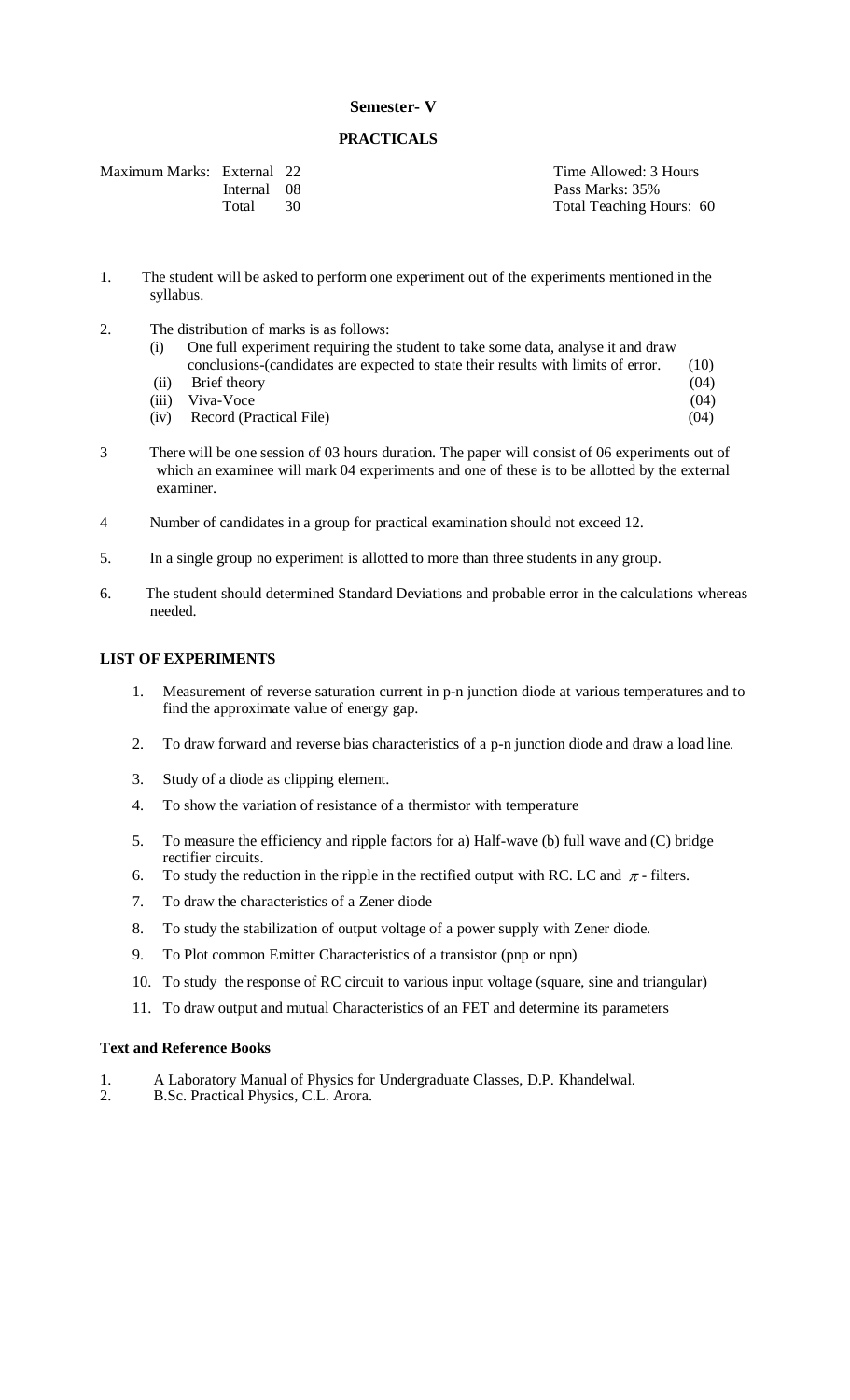## Semester- V

### PRACTICALS

| Maximum Marks: | External | 22 | Time Allowed: 3 Hours |
|---|---|---|---|
| | Internal | 08 | Pass Marks: 35% |
| | Total | 30 | Total Teaching Hours: 60 |

1. The student will be asked to perform one experiment out of the experiments mentioned in the syllabus.

2. The distribution of marks is as follows:
   (i) One full experiment requiring the student to take some data, analyse it and draw conclusions-(candidates are expected to state their results with limits of error. (10)
   (ii) Brief theory (04)
   (iii) Viva-Voce (04)
   (iv) Record (Practical File) (04)

3 There will be one session of 03 hours duration. The paper will consist of 06 experiments out of which an examinee will mark 04 experiments and one of these is to be allotted by the external examiner.

4 Number of candidates in a group for practical examination should not exceed 12.

5. In a single group no experiment is allotted to more than three students in any group.

6. The student should determined Standard Deviations and probable error in the calculations whereas needed.

**LIST OF EXPERIMENTS**

1. Measurement of reverse saturation current in p-n junction diode at various temperatures and to find the approximate value of energy gap.
2. To draw forward and reverse bias characteristics of a p-n junction diode and draw a load line.
3. Study of a diode as clipping element.
4. To show the variation of resistance of a thermistor with temperature
5. To measure the efficiency and ripple factors for a) Half-wave (b) full wave and (C) bridge rectifier circuits.
6. To study the reduction in the ripple in the rectified output with RC. LC and $\pi$ - filters.
7. To draw the characteristics of a Zener diode
8. To study the stabilization of output voltage of a power supply with Zener diode.
9. To Plot common Emitter Characteristics of a transistor (pnp or npn)
10. To study the response of RC circuit to various input voltage (square, sine and triangular)
11. To draw output and mutual Characteristics of an FET and determine its parameters

**Text and Reference Books**

1. A Laboratory Manual of Physics for Undergraduate Classes, D.P. Khandelwal.
2. B.Sc. Practical Physics, C.L. Arora.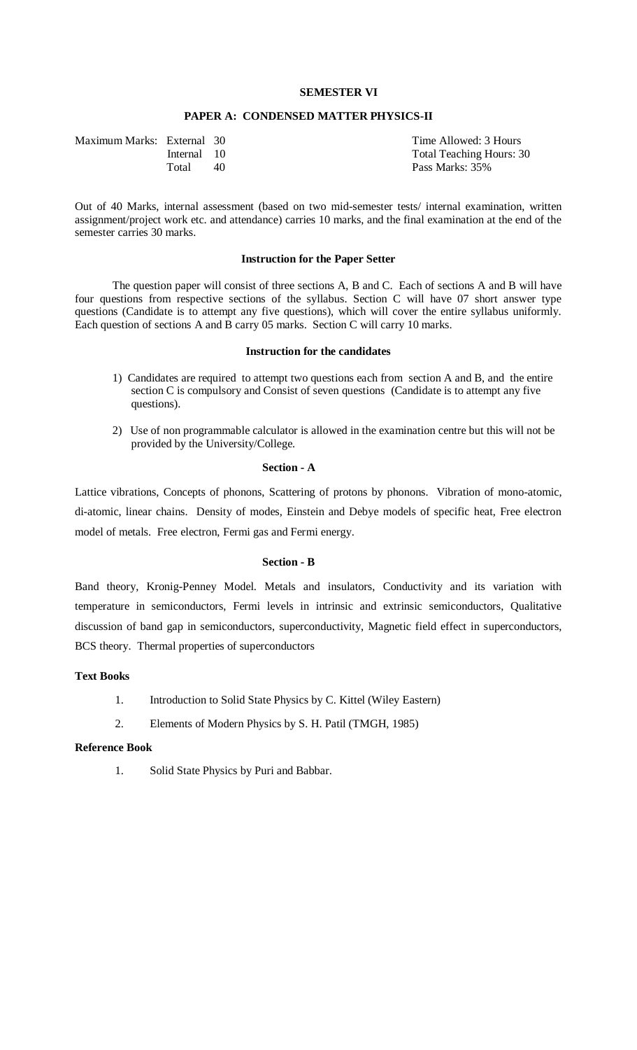## SEMESTER VI

### PAPER A: CONDENSED MATTER PHYSICS-II

| Maximum Marks: | External | 30 | Time Allowed: 3 Hours |
|---|---|---|---|
| | Internal | 10 | Total Teaching Hours: 30 |
| | Total | 40 | Pass Marks: 35% |

Out of 40 Marks, internal assessment (based on two mid-semester tests/ internal examination, written assignment/project work etc. and attendance) carries 10 marks, and the final examination at the end of the semester carries 30 marks.

**Instruction for the Paper Setter**

The question paper will consist of three sections A, B and C. Each of sections A and B will have four questions from respective sections of the syllabus. Section C will have 07 short answer type questions (Candidate is to attempt any five questions), which will cover the entire syllabus uniformly. Each question of sections A and B carry 05 marks. Section C will carry 10 marks.

**Instruction for the candidates**

1) Candidates are required to attempt two questions each from section A and B, and the entire section C is compulsory and Consist of seven questions (Candidate is to attempt any five questions).
2) Use of non programmable calculator is allowed in the examination centre but this will not be provided by the University/College.

**Section - A**

Lattice vibrations, Concepts of phonons, Scattering of protons by phonons. Vibration of mono-atomic, di-atomic, linear chains. Density of modes, Einstein and Debye models of specific heat, Free electron model of metals. Free electron, Fermi gas and Fermi energy.

**Section - B**

Band theory, Kronig-Penney Model. Metals and insulators, Conductivity and its variation with temperature in semiconductors, Fermi levels in intrinsic and extrinsic semiconductors, Qualitative discussion of band gap in semiconductors, superconductivity, Magnetic field effect in superconductors, BCS theory. Thermal properties of superconductors

**Text Books**

1. Introduction to Solid State Physics by C. Kittel (Wiley Eastern)
2. Elements of Modern Physics by S. H. Patil (TMGH, 1985)

**Reference Book**

1. Solid State Physics by Puri and Babbar.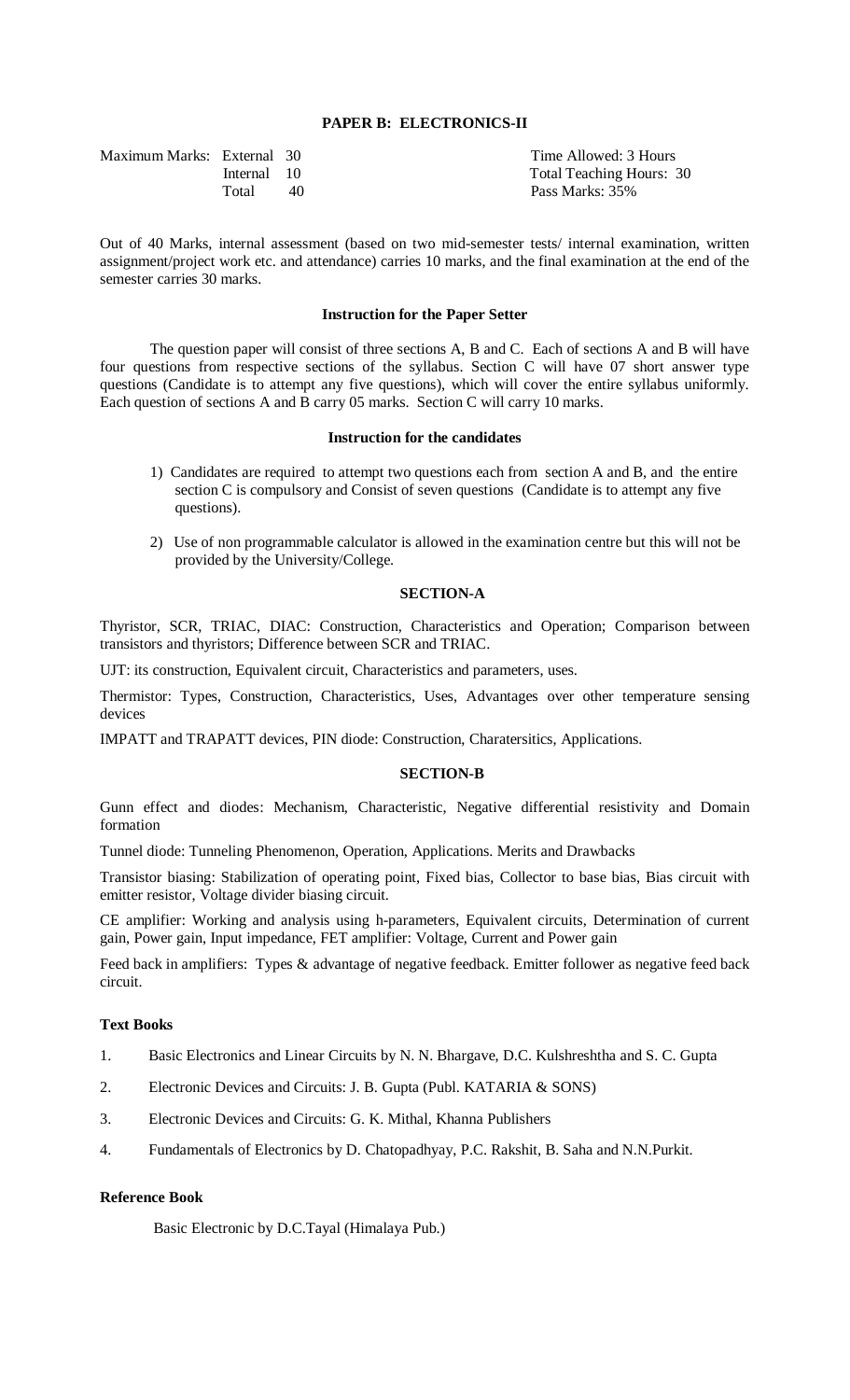## PAPER B: ELECTRONICS-II

| Maximum Marks: | External | 30 | Time Allowed: 3 Hours |
|---|---|---|---|
| | Internal | 10 | Total Teaching Hours: 30 |
| | Total | 40 | Pass Marks: 35% |

Out of 40 Marks, internal assessment (based on two mid-semester tests/ internal examination, written assignment/project work etc. and attendance) carries 10 marks, and the final examination at the end of the semester carries 30 marks.

### Instruction for the Paper Setter

The question paper will consist of three sections A, B and C. Each of sections A and B will have four questions from respective sections of the syllabus. Section C will have 07 short answer type questions (Candidate is to attempt any five questions), which will cover the entire syllabus uniformly. Each question of sections A and B carry 05 marks. Section C will carry 10 marks.

### Instruction for the candidates

1) Candidates are required to attempt two questions each from section A and B, and the entire section C is compulsory and Consist of seven questions (Candidate is to attempt any five questions).

2) Use of non programmable calculator is allowed in the examination centre but this will not be provided by the University/College.

### SECTION-A

Thyristor, SCR, TRIAC, DIAC: Construction, Characteristics and Operation; Comparison between transistors and thyristors; Difference between SCR and TRIAC.

UJT: its construction, Equivalent circuit, Characteristics and parameters, uses.

Thermistor: Types, Construction, Characteristics, Uses, Advantages over other temperature sensing devices

IMPATT and TRAPATT devices, PIN diode: Construction, Charatersitics, Applications.

### SECTION-B

Gunn effect and diodes: Mechanism, Characteristic, Negative differential resistivity and Domain formation

Tunnel diode: Tunneling Phenomenon, Operation, Applications. Merits and Drawbacks

Transistor biasing: Stabilization of operating point, Fixed bias, Collector to base bias, Bias circuit with emitter resistor, Voltage divider biasing circuit.

CE amplifier: Working and analysis using h-parameters, Equivalent circuits, Determination of current gain, Power gain, Input impedance, FET amplifier: Voltage, Current and Power gain

Feed back in amplifiers: Types & advantage of negative feedback. Emitter follower as negative feed back circuit.

### Text Books

1. Basic Electronics and Linear Circuits by N. N. Bhargave, D.C. Kulshreshtha and S. C. Gupta
2. Electronic Devices and Circuits: J. B. Gupta (Publ. KATARIA & SONS)
3. Electronic Devices and Circuits: G. K. Mithal, Khanna Publishers
4. Fundamentals of Electronics by D. Chatopadhyay, P.C. Rakshit, B. Saha and N.N.Purkit.

### Reference Book

Basic Electronic by D.C.Tayal (Himalaya Pub.)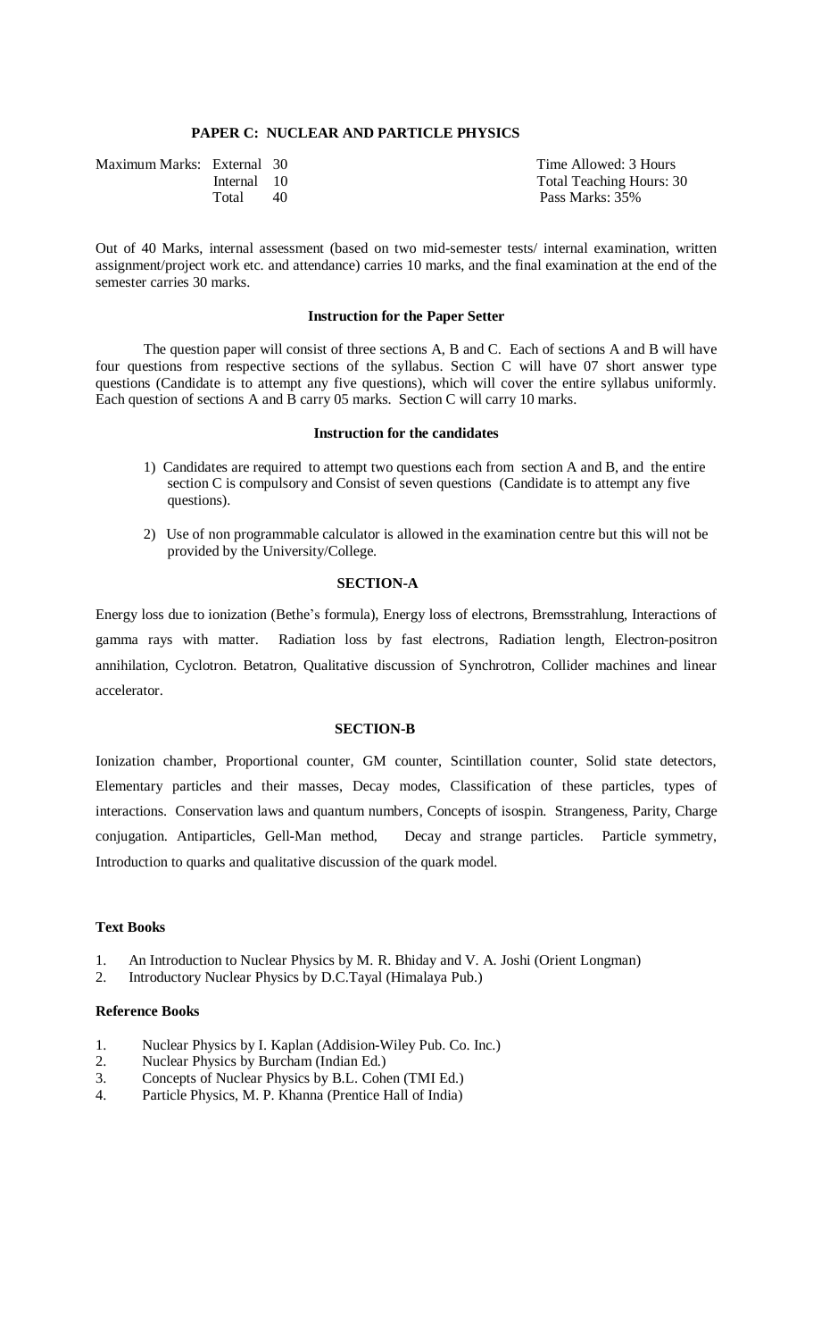## PAPER C: NUCLEAR AND PARTICLE PHYSICS

| Maximum Marks: | External | 30 | Time Allowed: 3 Hours |
|---|---|---|---|
| | Internal | 10 | Total Teaching Hours: 30 |
| | Total | 40 | Pass Marks: 35% |

Out of 40 Marks, internal assessment (based on two mid-semester tests/ internal examination, written assignment/project work etc. and attendance) carries 10 marks, and the final examination at the end of the semester carries 30 marks.

### Instruction for the Paper Setter

The question paper will consist of three sections A, B and C. Each of sections A and B will have four questions from respective sections of the syllabus. Section C will have 07 short answer type questions (Candidate is to attempt any five questions), which will cover the entire syllabus uniformly. Each question of sections A and B carry 05 marks. Section C will carry 10 marks.

### Instruction for the candidates

1) Candidates are required to attempt two questions each from section A and B, and the entire section C is compulsory and Consist of seven questions (Candidate is to attempt any five questions).
2) Use of non programmable calculator is allowed in the examination centre but this will not be provided by the University/College.

### SECTION-A

Energy loss due to ionization (Bethe's formula), Energy loss of electrons, Bremsstrahlung, Interactions of gamma rays with matter. Radiation loss by fast electrons, Radiation length, Electron-positron annihilation, Cyclotron. Betatron, Qualitative discussion of Synchrotron, Collider machines and linear accelerator.

### SECTION-B

Ionization chamber, Proportional counter, GM counter, Scintillation counter, Solid state detectors, Elementary particles and their masses, Decay modes, Classification of these particles, types of interactions. Conservation laws and quantum numbers, Concepts of isospin. Strangeness, Parity, Charge conjugation. Antiparticles, Gell-Man method, Decay and strange particles. Particle symmetry, Introduction to quarks and qualitative discussion of the quark model.

#### Text Books

1. An Introduction to Nuclear Physics by M. R. Bhiday and V. A. Joshi (Orient Longman)
2. Introductory Nuclear Physics by D.C.Tayal (Himalaya Pub.)

#### Reference Books

1. Nuclear Physics by I. Kaplan (Addision-Wiley Pub. Co. Inc.)
2. Nuclear Physics by Burcham (Indian Ed.)
3. Concepts of Nuclear Physics by B.L. Cohen (TMI Ed.)
4. Particle Physics, M. P. Khanna (Prentice Hall of India)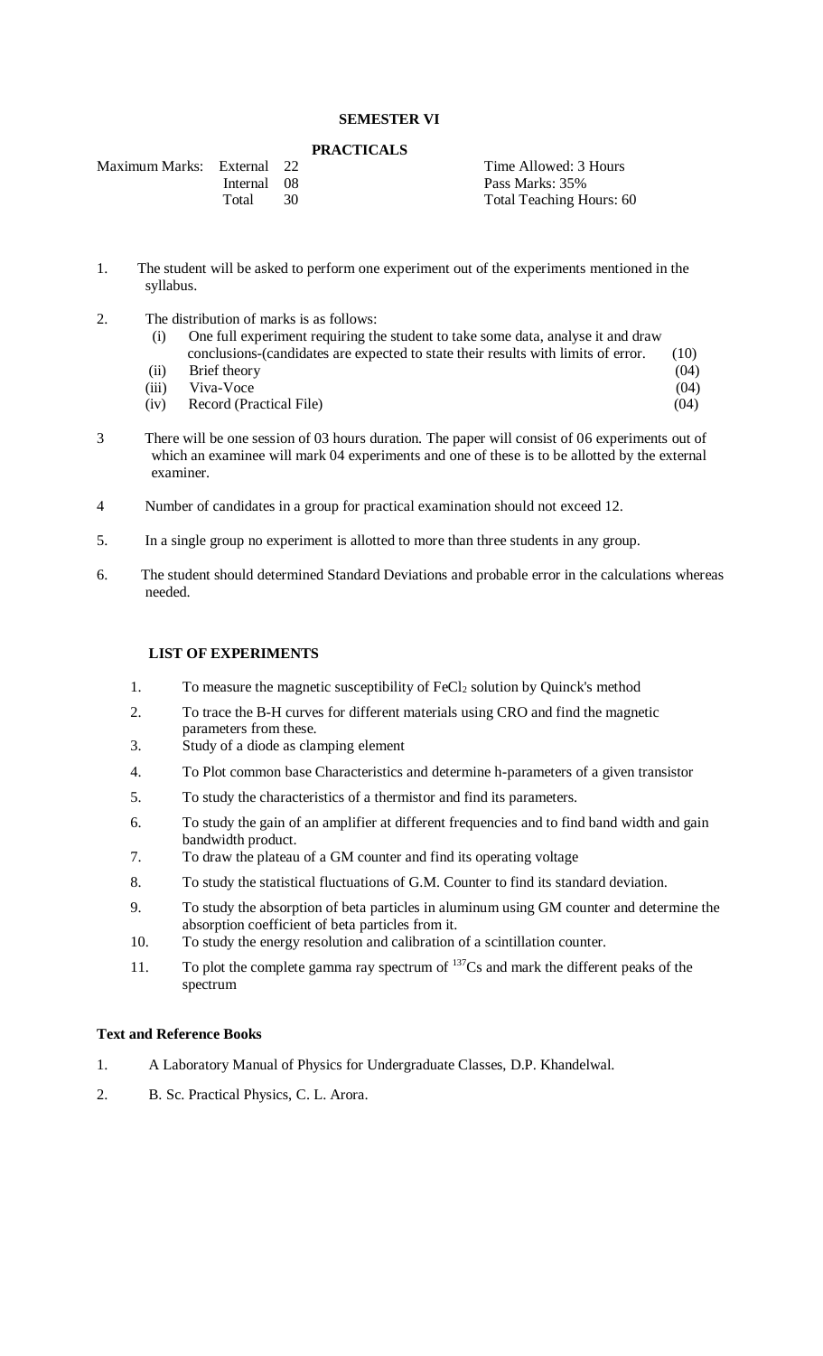## SEMESTER VI

### PRACTICALS

| Maximum Marks: | External | 22 | Time Allowed: 3 Hours |
|---|---|---|---|
| | Internal | 08 | Pass Marks: 35% |
| | Total | 30 | Total Teaching Hours: 60 |

1. The student will be asked to perform one experiment out of the experiments mentioned in the syllabus.

2. The distribution of marks is as follows:
   - (i) One full experiment requiring the student to take some data, analyse it and draw conclusions-(candidates are expected to state their results with limits of error. (10)
   - (ii) Brief theory (04)
   - (iii) Viva-Voce (04)
   - (iv) Record (Practical File) (04)

3 There will be one session of 03 hours duration. The paper will consist of 06 experiments out of which an examinee will mark 04 experiments and one of these is to be allotted by the external examiner.

4 Number of candidates in a group for practical examination should not exceed 12.

5. In a single group no experiment is allotted to more than three students in any group.

6. The student should determined Standard Deviations and probable error in the calculations whereas needed.

**LIST OF EXPERIMENTS**

1. To measure the magnetic susceptibility of $FeCl_2$ solution by Quinck's method
2. To trace the B-H curves for different materials using CRO and find the magnetic parameters from these.
3. Study of a diode as clamping element
4. To Plot common base Characteristics and determine h-parameters of a given transistor
5. To study the characteristics of a thermistor and find its parameters.
6. To study the gain of an amplifier at different frequencies and to find band width and gain bandwidth product.
7. To draw the plateau of a GM counter and find its operating voltage
8. To study the statistical fluctuations of G.M. Counter to find its standard deviation.
9. To study the absorption of beta particles in aluminum using GM counter and determine the absorption coefficient of beta particles from it.
10. To study the energy resolution and calibration of a scintillation counter.
11. To plot the complete gamma ray spectrum of $^{137}Cs$ and mark the different peaks of the spectrum

**Text and Reference Books**

1. A Laboratory Manual of Physics for Undergraduate Classes, D.P. Khandelwal.
2. B. Sc. Practical Physics, C. L. Arora.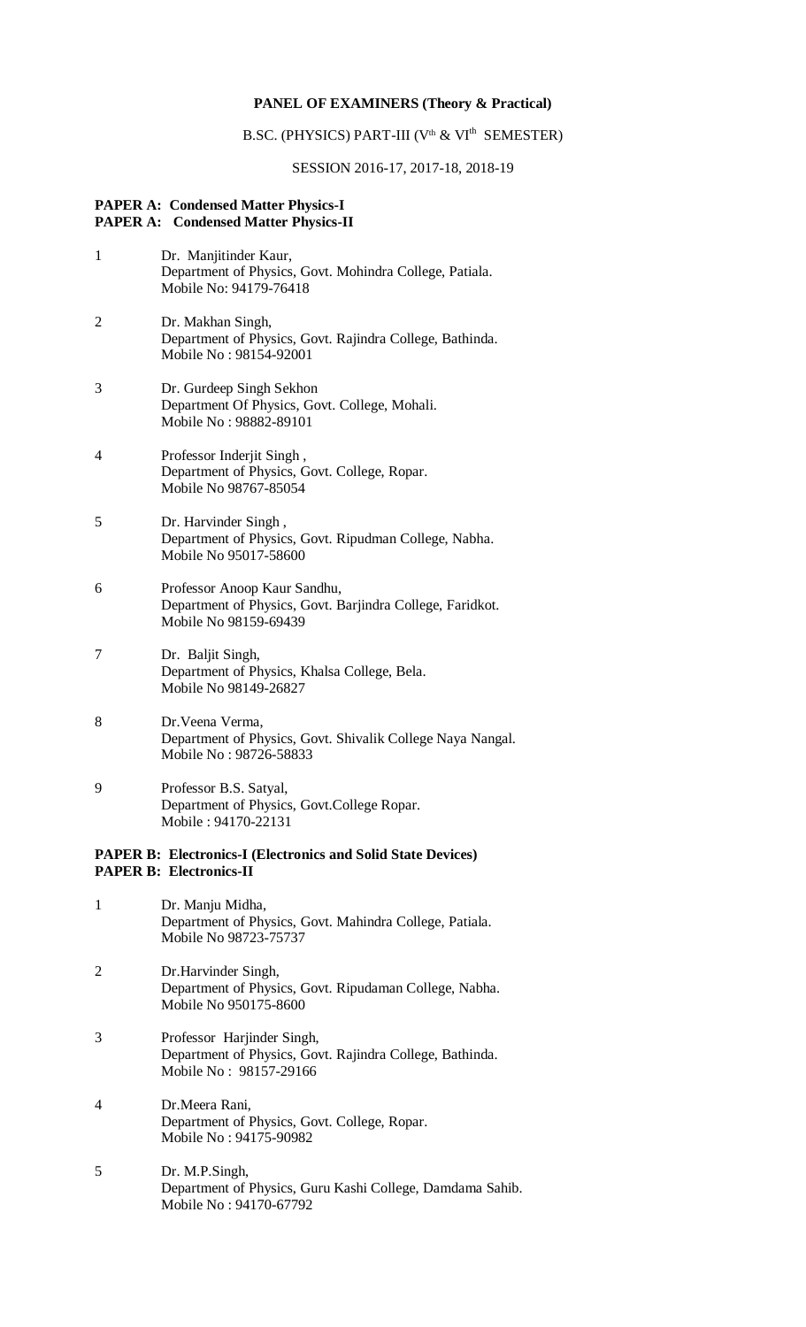**PANEL OF EXAMINERS (Theory & Practical)**

B.SC. (PHYSICS) PART-III (V$^{th}$ & VI$^{th}$ SEMESTER)

SESSION 2016-17, 2017-18, 2018-19

**PAPER A: Condensed Matter Physics-I**
**PAPER A: Condensed Matter Physics-II**

1. Dr. Manjitinder Kaur,
   Department of Physics, Govt. Mohindra College, Patiala.
   Mobile No: 94179-76418

2. Dr. Makhan Singh,
   Department of Physics, Govt. Rajindra College, Bathinda.
   Mobile No : 98154-92001

3. Dr. Gurdeep Singh Sekhon
   Department Of Physics, Govt. College, Mohali.
   Mobile No : 98882-89101

4. Professor Inderjit Singh ,
   Department of Physics, Govt. College, Ropar.
   Mobile No 98767-85054

5. Dr. Harvinder Singh ,
   Department of Physics, Govt. Ripudman College, Nabha.
   Mobile No 95017-58600

6. Professor Anoop Kaur Sandhu,
   Department of Physics, Govt. Barjindra College, Faridkot.
   Mobile No 98159-69439

7. Dr. Baljit Singh,
   Department of Physics, Khalsa College, Bela.
   Mobile No 98149-26827

8. Dr.Veena Verma,
   Department of Physics, Govt. Shivalik College Naya Nangal.
   Mobile No : 98726-58833

9. Professor B.S. Satyal,
   Department of Physics, Govt.College Ropar.
   Mobile : 94170-22131

**PAPER B: Electronics-I (Electronics and Solid State Devices)**
**PAPER B: Electronics-II**

1. Dr. Manju Midha,
   Department of Physics, Govt. Mahindra College, Patiala.
   Mobile No 98723-75737

2. Dr.Harvinder Singh,
   Department of Physics, Govt. Ripudaman College, Nabha.
   Mobile No 950175-8600

3. Professor Harjinder Singh,
   Department of Physics, Govt. Rajindra College, Bathinda.
   Mobile No : 98157-29166

4. Dr.Meera Rani,
   Department of Physics, Govt. College, Ropar.
   Mobile No : 94175-90982

5. Dr. M.P.Singh,
   Department of Physics, Guru Kashi College, Damdama Sahib.
   Mobile No : 94170-67792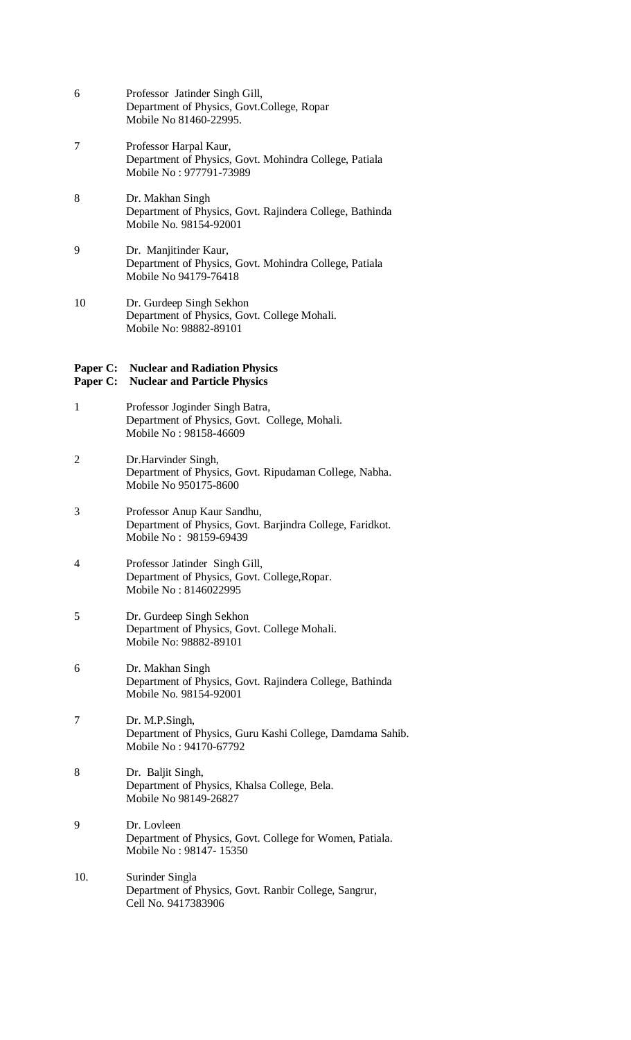6 Professor Jatinder Singh Gill,
Department of Physics, Govt.College, Ropar
Mobile No 81460-22995.

7 Professor Harpal Kaur,
Department of Physics, Govt. Mohindra College, Patiala
Mobile No : 977791-73989

8 Dr. Makhan Singh
Department of Physics, Govt. Rajindera College, Bathinda
Mobile No. 98154-92001

9 Dr. Manjitinder Kaur,
Department of Physics, Govt. Mohindra College, Patiala
Mobile No 94179-76418

10 Dr. Gurdeep Singh Sekhon
Department of Physics, Govt. College Mohali.
Mobile No: 98882-89101

**Paper C: Nuclear and Radiation Physics**
**Paper C: Nuclear and Particle Physics**

1 Professor Joginder Singh Batra,
Department of Physics, Govt. College, Mohali.
Mobile No : 98158-46609

2 Dr.Harvinder Singh,
Department of Physics, Govt. Ripudaman College, Nabha.
Mobile No 950175-8600

3 Professor Anup Kaur Sandhu,
Department of Physics, Govt. Barjindra College, Faridkot.
Mobile No : 98159-69439

4 Professor Jatinder Singh Gill,
Department of Physics, Govt. College,Ropar.
Mobile No : 8146022995

5 Dr. Gurdeep Singh Sekhon
Department of Physics, Govt. College Mohali.
Mobile No: 98882-89101

6 Dr. Makhan Singh
Department of Physics, Govt. Rajindera College, Bathinda
Mobile No. 98154-92001

7 Dr. M.P.Singh,
Department of Physics, Guru Kashi College, Damdama Sahib.
Mobile No : 94170-67792

8 Dr. Baljit Singh,
Department of Physics, Khalsa College, Bela.
Mobile No 98149-26827

9 Dr. Lovleen
Department of Physics, Govt. College for Women, Patiala.
Mobile No : 98147- 15350

10. Surinder Singla
Department of Physics, Govt. Ranbir College, Sangrur,
Cell No. 9417383906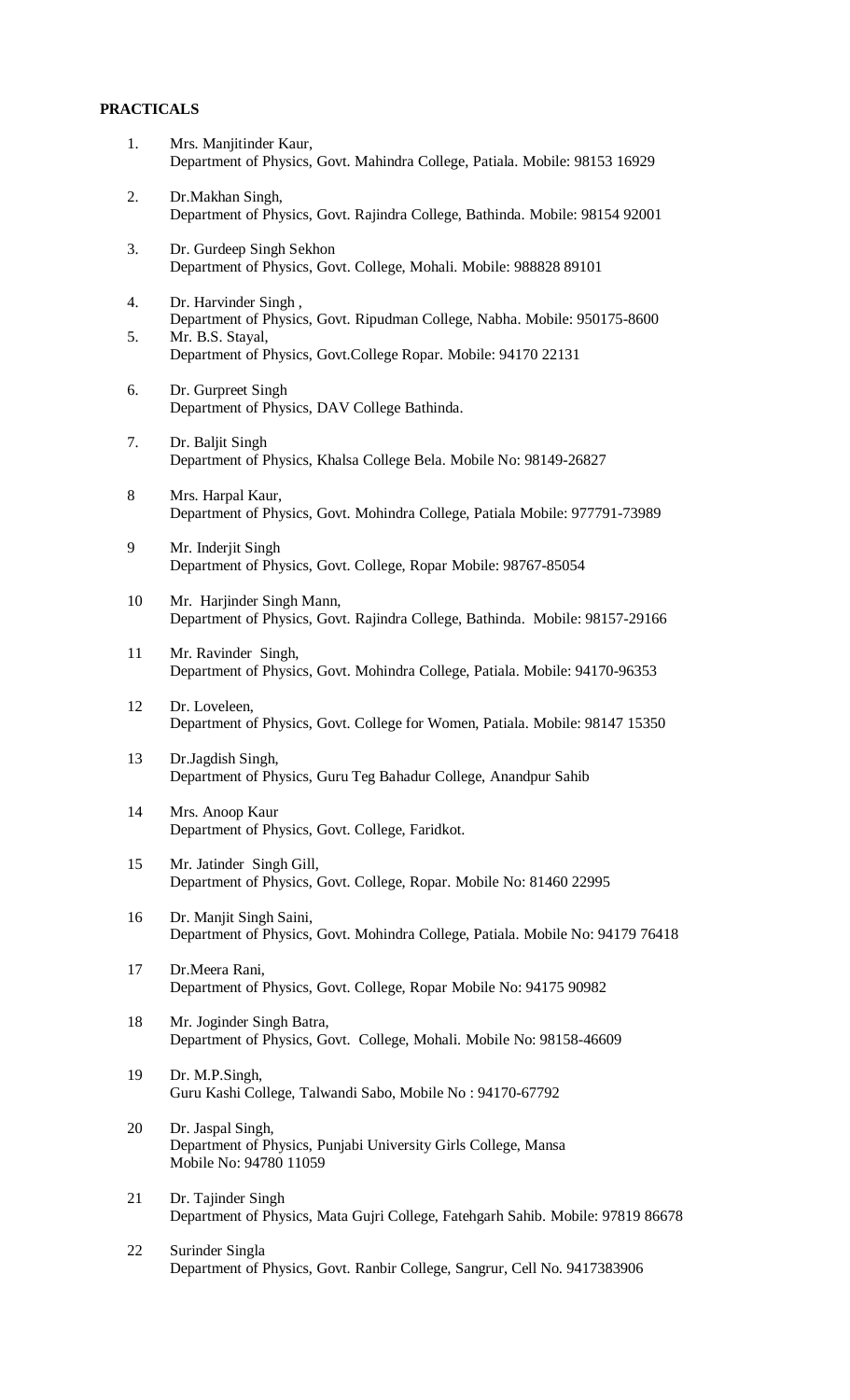**PRACTICALS**

1. Mrs. Manjitinder Kaur,
   Department of Physics, Govt. Mahindra College, Patiala. Mobile: 98153 16929

2. Dr.Makhan Singh,
   Department of Physics, Govt. Rajindra College, Bathinda. Mobile: 98154 92001

3. Dr. Gurdeep Singh Sekhon
   Department of Physics, Govt. College, Mohali. Mobile: 988828 89101

4. Dr. Harvinder Singh ,
   Department of Physics, Govt. Ripudman College, Nabha. Mobile: 950175-8600

5. Mr. B.S. Stayal,
   Department of Physics, Govt.College Ropar. Mobile: 94170 22131

6. Dr. Gurpreet Singh
   Department of Physics, DAV College Bathinda.

7. Dr. Baljit Singh
   Department of Physics, Khalsa College Bela. Mobile No: 98149-26827

8. Mrs. Harpal Kaur,
   Department of Physics, Govt. Mohindra College, Patiala Mobile: 977791-73989

9. Mr. Inderjit Singh
   Department of Physics, Govt. College, Ropar Mobile: 98767-85054

10. Mr. Harjinder Singh Mann,
    Department of Physics, Govt. Rajindra College, Bathinda. Mobile: 98157-29166

11. Mr. Ravinder Singh,
    Department of Physics, Govt. Mohindra College, Patiala. Mobile: 94170-96353

12. Dr. Loveleen,
    Department of Physics, Govt. College for Women, Patiala. Mobile: 98147 15350

13. Dr.Jagdish Singh,
    Department of Physics, Guru Teg Bahadur College, Anandpur Sahib

14. Mrs. Anoop Kaur
    Department of Physics, Govt. College, Faridkot.

15. Mr. Jatinder Singh Gill,
    Department of Physics, Govt. College, Ropar. Mobile No: 81460 22995

16. Dr. Manjit Singh Saini,
    Department of Physics, Govt. Mohindra College, Patiala. Mobile No: 94179 76418

17. Dr.Meera Rani,
    Department of Physics, Govt. College, Ropar Mobile No: 94175 90982

18. Mr. Joginder Singh Batra,
    Department of Physics, Govt. College, Mohali. Mobile No: 98158-46609

19. Dr. M.P.Singh,
    Guru Kashi College, Talwandi Sabo, Mobile No : 94170-67792

20. Dr. Jaspal Singh,
    Department of Physics, Punjabi University Girls College, Mansa
    Mobile No: 94780 11059

21. Dr. Tajinder Singh
    Department of Physics, Mata Gujri College, Fatehgarh Sahib. Mobile: 97819 86678

22. Surinder Singla
    Department of Physics, Govt. Ranbir College, Sangrur, Cell No. 9417383906